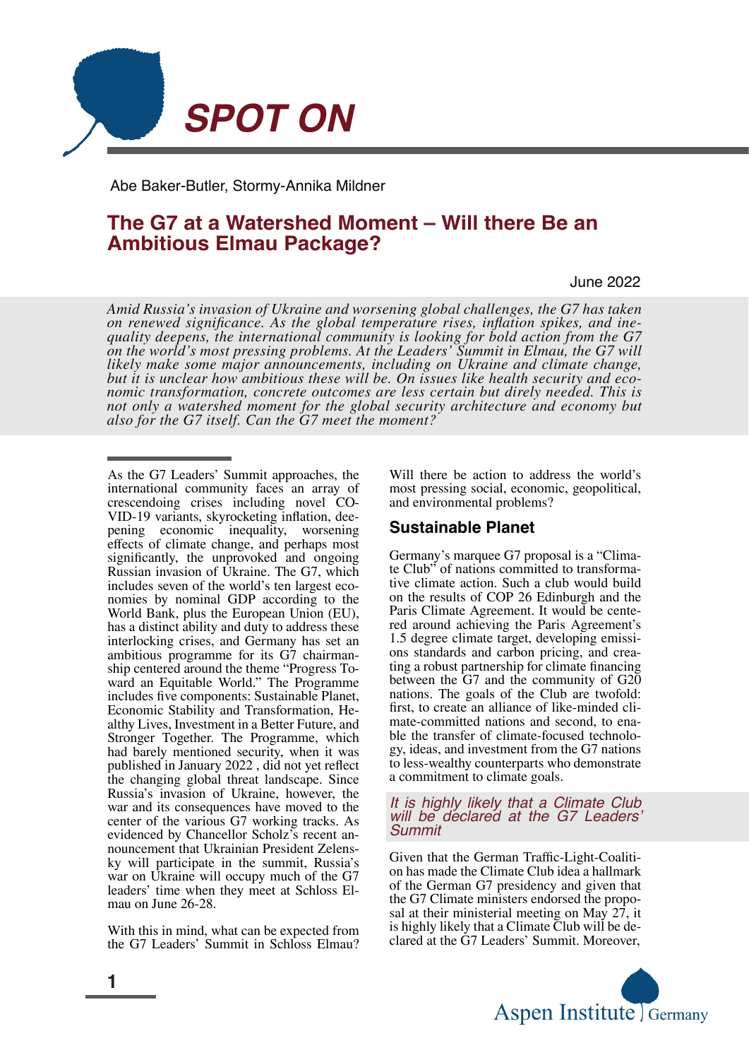# SPOT ON

Abe Baker-Butler, Stormy-Annika Mildner

## The G7 at a Watershed Moment – Will there Be an Ambitious Elmau Package?

June 2022

*Amid Russia's invasion of Ukraine and worsening global challenges, the G7 has taken on renewed significance. As the global temperature rises, inflation spikes, and inequality deepens, the international community is looking for bold action from the G7 on the world's most pressing problems. At the Leaders' Summit in Elmau, the G7 will likely make some major announcements, including on Ukraine and climate change, but it is unclear how ambitious these will be. On issues like health security and economic transformation, concrete outcomes are less certain but direly needed. This is not only a watershed moment for the global security architecture and economy but also for the G7 itself. Can the G7 meet the moment?*

As the G7 Leaders' Summit approaches, the international community faces an array of crescendoing crises including novel COVID-19 variants, skyrocketing inflation, deepening economic inequality, worsening effects of climate change, and perhaps most significantly, the unprovoked and ongoing Russian invasion of Ukraine. The G7, which includes seven of the world's ten largest economies by nominal GDP according to the World Bank, plus the European Union (EU), has a distinct ability and duty to address these interlocking crises, and Germany has set an ambitious programme for its G7 chairmanship centered around the theme "Progress Toward an Equitable World." The Programme includes five components: Sustainable Planet, Economic Stability and Transformation, Healthy Lives, Investment in a Better Future, and Stronger Together. The Programme, which had barely mentioned security, when it was published in January 2022 , did not yet reflect the changing global threat landscape. Since Russia's invasion of Ukraine, however, the war and its consequences have moved to the center of the various G7 working tracks. As evidenced by Chancellor Scholz's recent announcement that Ukrainian President Zelensky will participate in the summit, Russia's war on Ukraine will occupy much of the G7 leaders' time when they meet at Schloss Elmau on June 26-28.

With this in mind, what can be expected from the G7 Leaders' Summit in Schloss Elmau? Will there be action to address the world's most pressing social, economic, geopolitical, and environmental problems?

### Sustainable Planet

Germany's marquee G7 proposal is a "Climate Club" of nations committed to transformative climate action. Such a club would build on the results of COP 26 Edinburgh and the Paris Climate Agreement. It would be centered around achieving the Paris Agreement's 1.5 degree climate target, developing emissions standards and carbon pricing, and creating a robust partnership for climate financing between the G7 and the community of G20 nations. The goals of the Club are twofold: first, to create an alliance of like-minded climate-committed nations and second, to enable the transfer of climate-focused technology, ideas, and investment from the G7 nations to less-wealthy counterparts who demonstrate a commitment to climate goals.

*It is highly likely that a Climate Club will be declared at the G7 Leaders' Summit*

Given that the German Traffic-Light-Coalition has made the Climate Club idea a hallmark of the German G7 presidency and given that the G7 Climate ministers endorsed the proposal at their ministerial meeting on May 27, it is highly likely that a Climate Club will be declared at the G7 Leaders' Summit. Moreover,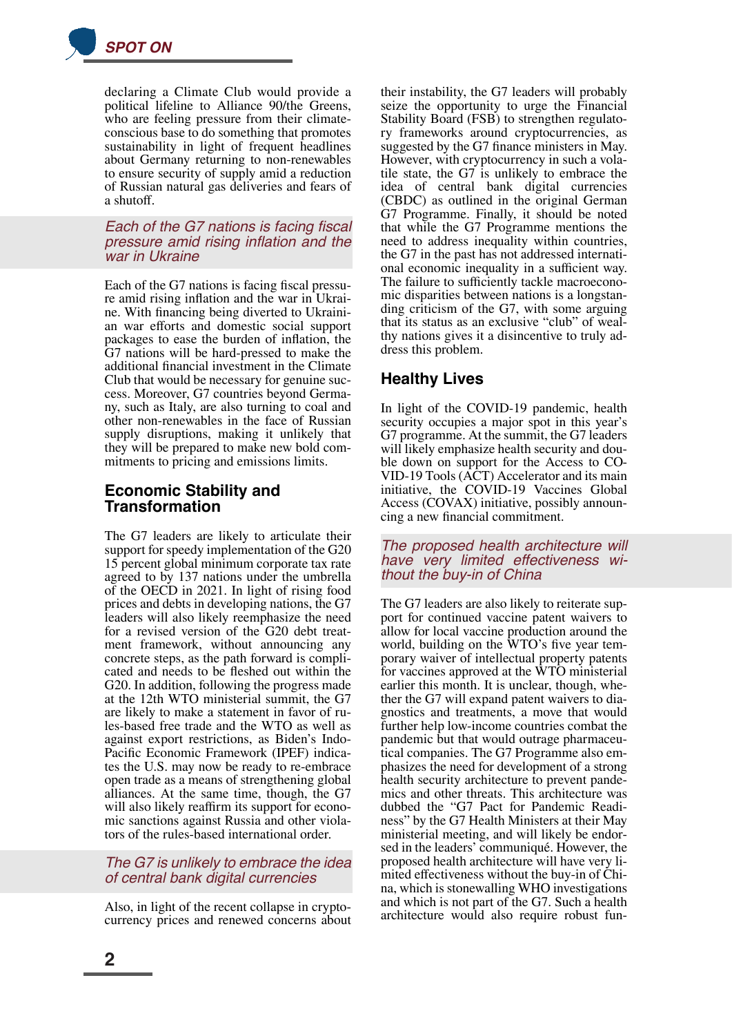declaring a Climate Club would provide a political lifeline to Alliance 90/the Greens, who are feeling pressure from their climate-conscious base to do something that promotes sustainability in light of frequent headlines about Germany returning to non-renewables to ensure security of supply amid a reduction of Russian natural gas deliveries and fears of a shutoff.

*Each of the G7 nations is facing fiscal pressure amid rising inflation and the war in Ukraine*

Each of the G7 nations is facing fiscal pressure amid rising inflation and the war in Ukraine. With financing being diverted to Ukrainian war efforts and domestic social support packages to ease the burden of inflation, the G7 nations will be hard-pressed to make the additional financial investment in the Climate Club that would be necessary for genuine success. Moreover, G7 countries beyond Germany, such as Italy, are also turning to coal and other non-renewables in the face of Russian supply disruptions, making it unlikely that they will be prepared to make new bold commitments to pricing and emissions limits.

## Economic Stability and Transformation

The G7 leaders are likely to articulate their support for speedy implementation of the G20 15 percent global minimum corporate tax rate agreed to by 137 nations under the umbrella of the OECD in 2021. In light of rising food prices and debts in developing nations, the G7 leaders will also likely reemphasize the need for a revised version of the G20 debt treatment framework, without announcing any concrete steps, as the path forward is complicated and needs to be fleshed out within the G20. In addition, following the progress made at the 12th WTO ministerial summit, the G7 are likely to make a statement in favor of rules-based free trade and the WTO as well as against export restrictions, as Biden's Indo-Pacific Economic Framework (IPEF) indicates the U.S. may now be ready to re-embrace open trade as a means of strengthening global alliances. At the same time, though, the G7 will also likely reaffirm its support for economic sanctions against Russia and other violators of the rules-based international order.

*The G7 is unlikely to embrace the idea of central bank digital currencies*

Also, in light of the recent collapse in cryptocurrency prices and renewed concerns about their instability, the G7 leaders will probably seize the opportunity to urge the Financial Stability Board (FSB) to strengthen regulatory frameworks around cryptocurrencies, as suggested by the G7 finance ministers in May. However, with cryptocurrency in such a volatile state, the G7 is unlikely to embrace the idea of central bank digital currencies (CBDC) as outlined in the original German G7 Programme. Finally, it should be noted that while the G7 Programme mentions the need to address inequality within countries, the G7 in the past has not addressed international economic inequality in a sufficient way. The failure to sufficiently tackle macroeconomic disparities between nations is a longstanding criticism of the G7, with some arguing that its status as an exclusive "club" of wealthy nations gives it a disincentive to truly address this problem.

## Healthy Lives

In light of the COVID-19 pandemic, health security occupies a major spot in this year's G7 programme. At the summit, the G7 leaders will likely emphasize health security and double down on support for the Access to COVID-19 Tools (ACT) Accelerator and its main initiative, the COVID-19 Vaccines Global Access (COVAX) initiative, possibly announcing a new financial commitment.

*The proposed health architecture will have very limited effectiveness without the buy-in of China*

The G7 leaders are also likely to reiterate support for continued vaccine patent waivers to allow for local vaccine production around the world, building on the WTO's five year temporary waiver of intellectual property patents for vaccines approved at the WTO ministerial earlier this month. It is unclear, though, whether the G7 will expand patent waivers to diagnostics and treatments, a move that would further help low-income countries combat the pandemic but that would outrage pharmaceutical companies. The G7 Programme also emphasizes the need for development of a strong health security architecture to prevent pandemics and other threats. This architecture was dubbed the "G7 Pact for Pandemic Readiness" by the G7 Health Ministers at their May ministerial meeting, and will likely be endorsed in the leaders' communiqué. However, the proposed health architecture will have very limited effectiveness without the buy-in of China, which is stonewalling WHO investigations and which is not part of the G7. Such a health architecture would also require robust fun-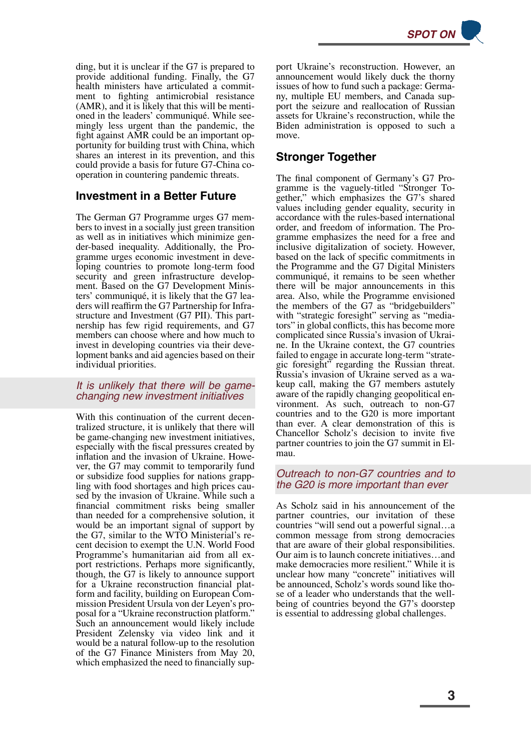ding, but it is unclear if the G7 is prepared to provide additional funding. Finally, the G7 health ministers have articulated a commitment to fighting antimicrobial resistance (AMR), and it is likely that this will be mentioned in the leaders' communiqué. While seemingly less urgent than the pandemic, the fight against AMR could be an important opportunity for building trust with China, which shares an interest in its prevention, and this could provide a basis for future G7-China cooperation in countering pandemic threats.

## Investment in a Better Future

The German G7 Programme urges G7 members to invest in a socially just green transition as well as in initiatives which minimize gender-based inequality. Additionally, the Programme urges economic investment in developing countries to promote long-term food security and green infrastructure development. Based on the G7 Development Ministers' communiqué, it is likely that the G7 leaders will reaffirm the G7 Partnership for Infrastructure and Investment (G7 PII). This partnership has few rigid requirements, and G7 members can choose where and how much to invest in developing countries via their development banks and aid agencies based on their individual priorities.

*It is unlikely that there will be game-changing new investment initiatives*

With this continuation of the current decentralized structure, it is unlikely that there will be game-changing new investment initiatives, especially with the fiscal pressures created by inflation and the invasion of Ukraine. However, the G7 may commit to temporarily fund or subsidize food supplies for nations grappling with food shortages and high prices caused by the invasion of Ukraine. While such a financial commitment risks being smaller than needed for a comprehensive solution, it would be an important signal of support by the G7, similar to the WTO Ministerial's recent decision to exempt the U.N. World Food Programme's humanitarian aid from all export restrictions. Perhaps more significantly, though, the G7 is likely to announce support for a Ukraine reconstruction financial platform and facility, building on European Commission President Ursula von der Leyen's proposal for a "Ukraine reconstruction platform." Such an announcement would likely include President Zelensky via video link and it would be a natural follow-up to the resolution of the G7 Finance Ministers from May 20, which emphasized the need to financially support Ukraine's reconstruction. However, an announcement would likely duck the thorny issues of how to fund such a package: Germany, multiple EU members, and Canada support the seizure and reallocation of Russian assets for Ukraine's reconstruction, while the Biden administration is opposed to such a move.

## Stronger Together

The final component of Germany's G7 Programme is the vaguely-titled "Stronger Together," which emphasizes the G7's shared values including gender equality, security in accordance with the rules-based international order, and freedom of information. The Programme emphasizes the need for a free and inclusive digitalization of society. However, based on the lack of specific commitments in the Programme and the G7 Digital Ministers communiqué, it remains to be seen whether there will be major announcements in this area. Also, while the Programme envisioned the members of the G7 as "bridgebuilders" with "strategic foresight" serving as "mediators" in global conflicts, this has become more complicated since Russia's invasion of Ukraine. In the Ukraine context, the G7 countries failed to engage in accurate long-term "strategic foresight" regarding the Russian threat. Russia's invasion of Ukraine served as a wakeup call, making the G7 members astutely aware of the rapidly changing geopolitical environment. As such, outreach to non-G7 countries and to the G20 is more important than ever. A clear demonstration of this is Chancellor Scholz's decision to invite five partner countries to join the G7 summit in Elmau.

*Outreach to non-G7 countries and to the G20 is more important than ever*

As Scholz said in his announcement of the partner countries, our invitation of these countries "will send out a powerful signal…a common message from strong democracies that are aware of their global responsibilities. Our aim is to launch concrete initiatives…and make democracies more resilient." While it is unclear how many "concrete" initiatives will be announced, Scholz's words sound like those of a leader who understands that the well-being of countries beyond the G7's doorstep is essential to addressing global challenges.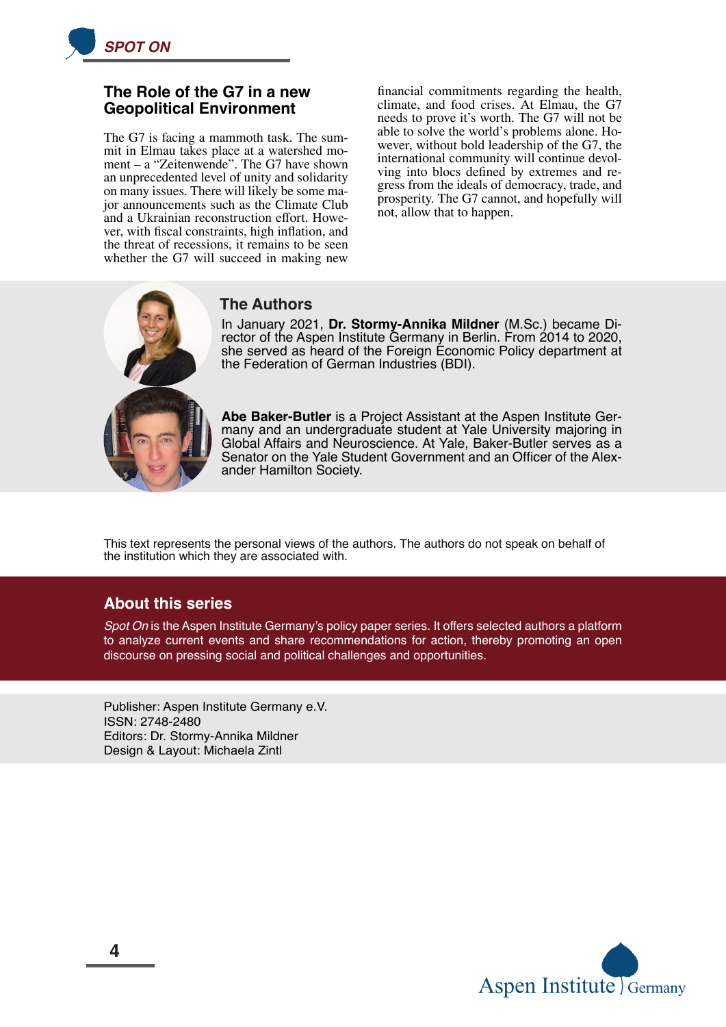## The Role of the G7 in a new Geopolitical Environment

The G7 is facing a mammoth task. The summit in Elmau takes place at a watershed moment – a "Zeitenwende". The G7 have shown an unprecedented level of unity and solidarity on many issues. There will likely be some major announcements such as the Climate Club and a Ukrainian reconstruction effort. However, with fiscal constraints, high inflation, and the threat of recessions, it remains to be seen whether the G7 will succeed in making new financial commitments regarding the health, climate, and food crises. At Elmau, the G7 needs to prove it's worth. The G7 will not be able to solve the world's problems alone. However, without bold leadership of the G7, the international community will continue devolving into blocs defined by extremes and regress from the ideals of democracy, trade, and prosperity. The G7 cannot, and hopefully will not, allow that to happen.

### The Authors

In January 2021, **Dr. Stormy-Annika Mildner** (M.Sc.) became Director of the Aspen Institute Germany in Berlin. From 2014 to 2020, she served as heard of the Foreign Economic Policy department at the Federation of German Industries (BDI).

**Abe Baker-Butler** is a Project Assistant at the Aspen Institute Germany and an undergraduate student at Yale University majoring in Global Affairs and Neuroscience. At Yale, Baker-Butler serves as a Senator on the Yale Student Government and an Officer of the Alexander Hamilton Society.

This text represents the personal views of the authors. The authors do not speak on behalf of the institution which they are associated with.

### About this series

*Spot On* is the Aspen Institute Germany's policy paper series. It offers selected authors a platform to analyze current events and share recommendations for action, thereby promoting an open discourse on pressing social and political challenges and opportunities.

Publisher: Aspen Institute Germany e.V.
ISSN: 2748-2480
Editors: Dr. Stormy-Annika Mildner
Design & Layout: Michaela Zintl